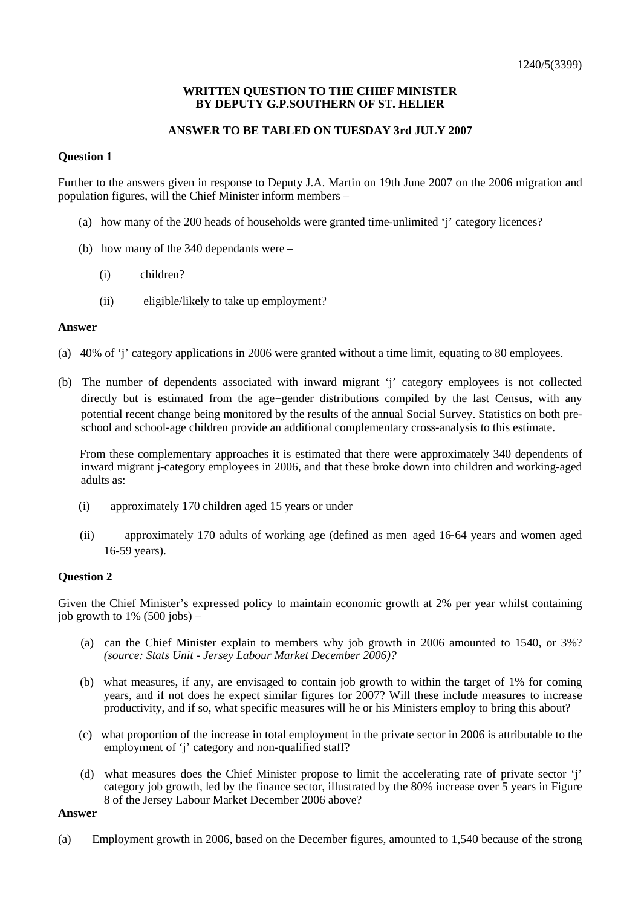1240/5(3399)

**WRITTEN QUESTION TO THE CHIEF MINISTER BY DEPUTY G.P.SOUTHERN OF ST. HELIER**

**ANSWER TO BE TABLED ON TUESDAY 3rd JULY 2007**

**Question 1**

Further to the answers given in response to Deputy J.A. Martin on 19th June 2007 on the 2006 migration and population figures, will the Chief Minister inform members –

(a) how many of the 200 heads of households were granted time-unlimited 'j' category licences?

(b) how many of the 340 dependants were –

(i) children?

(ii) eligible/likely to take up employment?

**Answer**

(a) 40% of 'j' category applications in 2006 were granted without a time limit, equating to 80 employees.

(b) The number of dependents associated with inward migrant 'j' category employees is not collected directly but is estimated from the age–gender distributions compiled by the last Census, with any potential recent change being monitored by the results of the annual Social Survey. Statistics on both pre-school and school-age children provide an additional complementary cross-analysis to this estimate.

From these complementary approaches it is estimated that there were approximately 340 dependents of inward migrant j-category employees in 2006, and that these broke down into children and working-aged adults as:

(i) approximately 170 children aged 15 years or under

(ii) approximately 170 adults of working age (defined as men aged 16-64 years and women aged 16-59 years).

**Question 2**

Given the Chief Minister's expressed policy to maintain economic growth at 2% per year whilst containing job growth to 1% (500 jobs) –

(a) can the Chief Minister explain to members why job growth in 2006 amounted to 1540, or 3%? *(source: Stats Unit - Jersey Labour Market December 2006)?*

(b) what measures, if any, are envisaged to contain job growth to within the target of 1% for coming years, and if not does he expect similar figures for 2007? Will these include measures to increase productivity, and if so, what specific measures will he or his Ministers employ to bring this about?

(c) what proportion of the increase in total employment in the private sector in 2006 is attributable to the employment of 'j' category and non-qualified staff?

(d) what measures does the Chief Minister propose to limit the accelerating rate of private sector 'j' category job growth, led by the finance sector, illustrated by the 80% increase over 5 years in Figure 8 of the Jersey Labour Market December 2006 above?

**Answer**

(a) Employment growth in 2006, based on the December figures, amounted to 1,540 because of the strong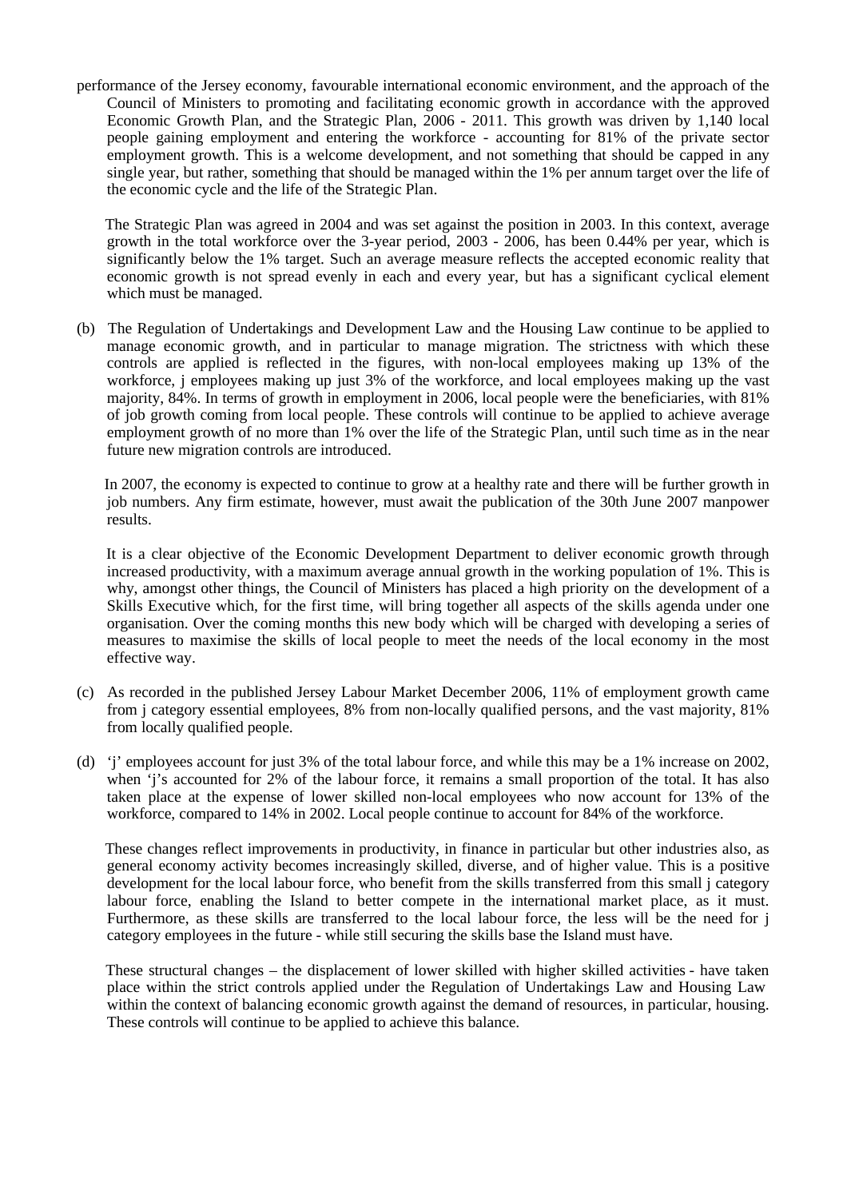performance of the Jersey economy, favourable international economic environment, and the approach of the Council of Ministers to promoting and facilitating economic growth in accordance with the approved Economic Growth Plan, and the Strategic Plan, 2006 - 2011. This growth was driven by 1,140 local people gaining employment and entering the workforce - accounting for 81% of the private sector employment growth. This is a welcome development, and not something that should be capped in any single year, but rather, something that should be managed within the 1% per annum target over the life of the economic cycle and the life of the Strategic Plan.

The Strategic Plan was agreed in 2004 and was set against the position in 2003. In this context, average growth in the total workforce over the 3-year period, 2003 - 2006, has been 0.44% per year, which is significantly below the 1% target. Such an average measure reflects the accepted economic reality that economic growth is not spread evenly in each and every year, but has a significant cyclical element which must be managed.

(b) The Regulation of Undertakings and Development Law and the Housing Law continue to be applied to manage economic growth, and in particular to manage migration. The strictness with which these controls are applied is reflected in the figures, with non-local employees making up 13% of the workforce, j employees making up just 3% of the workforce, and local employees making up the vast majority, 84%. In terms of growth in employment in 2006, local people were the beneficiaries, with 81% of job growth coming from local people. These controls will continue to be applied to achieve average employment growth of no more than 1% over the life of the Strategic Plan, until such time as in the near future new migration controls are introduced.

In 2007, the economy is expected to continue to grow at a healthy rate and there will be further growth in job numbers. Any firm estimate, however, must await the publication of the 30th June 2007 manpower results.

It is a clear objective of the Economic Development Department to deliver economic growth through increased productivity, with a maximum average annual growth in the working population of 1%. This is why, amongst other things, the Council of Ministers has placed a high priority on the development of a Skills Executive which, for the first time, will bring together all aspects of the skills agenda under one organisation. Over the coming months this new body which will be charged with developing a series of measures to maximise the skills of local people to meet the needs of the local economy in the most effective way.

(c) As recorded in the published Jersey Labour Market December 2006, 11% of employment growth came from j category essential employees, 8% from non-locally qualified persons, and the vast majority, 81% from locally qualified people.

(d) 'j' employees account for just 3% of the total labour force, and while this may be a 1% increase on 2002, when 'j's accounted for 2% of the labour force, it remains a small proportion of the total. It has also taken place at the expense of lower skilled non-local employees who now account for 13% of the workforce, compared to 14% in 2002. Local people continue to account for 84% of the workforce.

These changes reflect improvements in productivity, in finance in particular but other industries also, as general economy activity becomes increasingly skilled, diverse, and of higher value. This is a positive development for the local labour force, who benefit from the skills transferred from this small j category labour force, enabling the Island to better compete in the international market place, as it must. Furthermore, as these skills are transferred to the local labour force, the less will be the need for j category employees in the future - while still securing the skills base the Island must have.

These structural changes – the displacement of lower skilled with higher skilled activities - have taken place within the strict controls applied under the Regulation of Undertakings Law and Housing Law within the context of balancing economic growth against the demand of resources, in particular, housing. These controls will continue to be applied to achieve this balance.